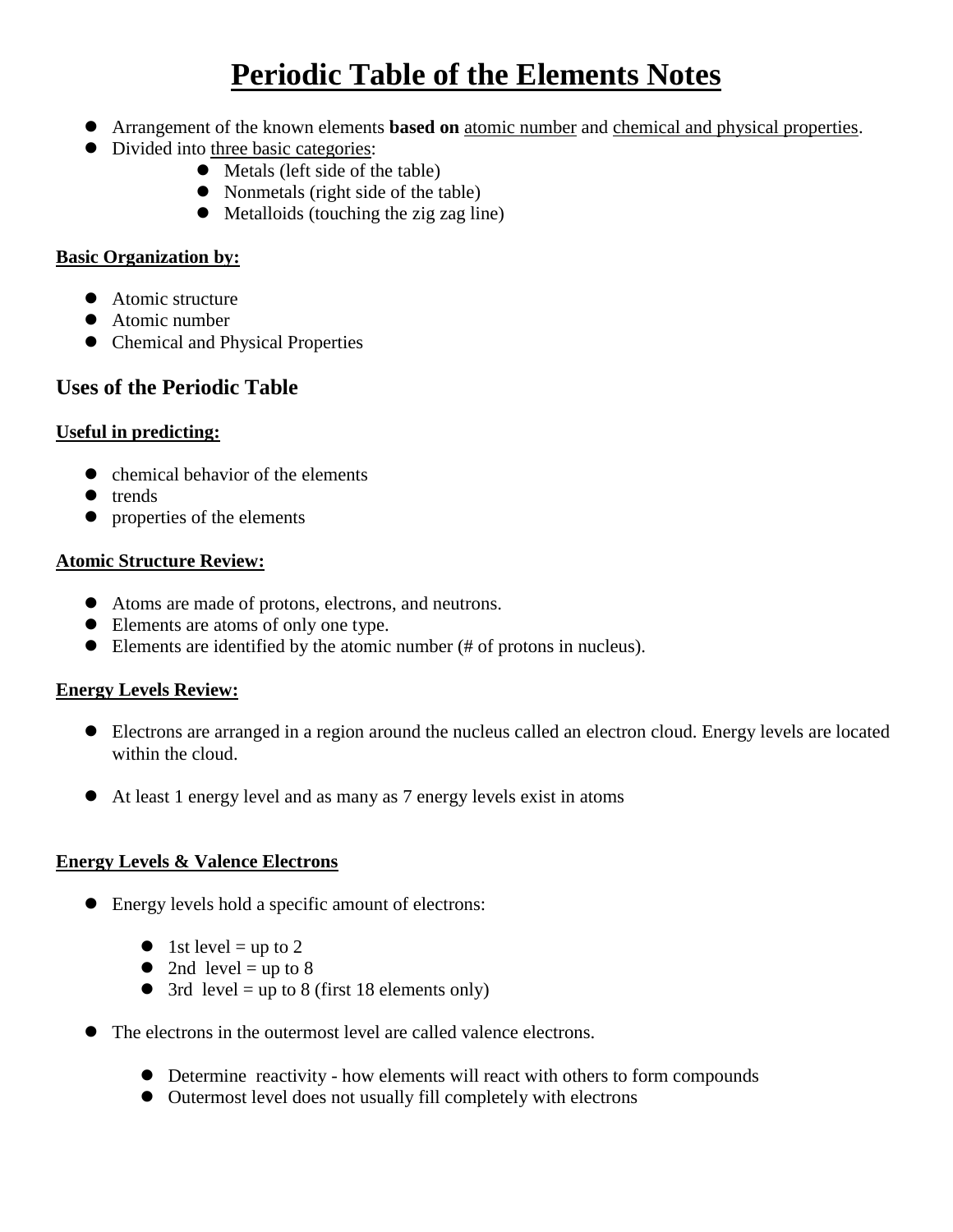# Periodic Table of the Elements Notes

- Arrangement of the known elements **based on** atomic number and chemical and physical properties.
- Divided into three basic categories:
  - Metals (left side of the table)
  - Nonmetals (right side of the table)
  - Metalloids (touching the zig zag line)

**Basic Organization by:**

- Atomic structure
- Atomic number
- Chemical and Physical Properties

## Uses of the Periodic Table

**Useful in predicting:**

- chemical behavior of the elements
- trends
- properties of the elements

**Atomic Structure Review:**

- Atoms are made of protons, electrons, and neutrons.
- Elements are atoms of only one type.
- Elements are identified by the atomic number (# of protons in nucleus).

**Energy Levels Review:**

- Electrons are arranged in a region around the nucleus called an electron cloud. Energy levels are located within the cloud.
- At least 1 energy level and as many as 7 energy levels exist in atoms

**Energy Levels & Valence Electrons**

- Energy levels hold a specific amount of electrons:
  - 1st level = up to 2
  - 2nd level = up to 8
  - 3rd level = up to 8 (first 18 elements only)
- The electrons in the outermost level are called valence electrons.
  - Determine reactivity - how elements will react with others to form compounds
  - Outermost level does not usually fill completely with electrons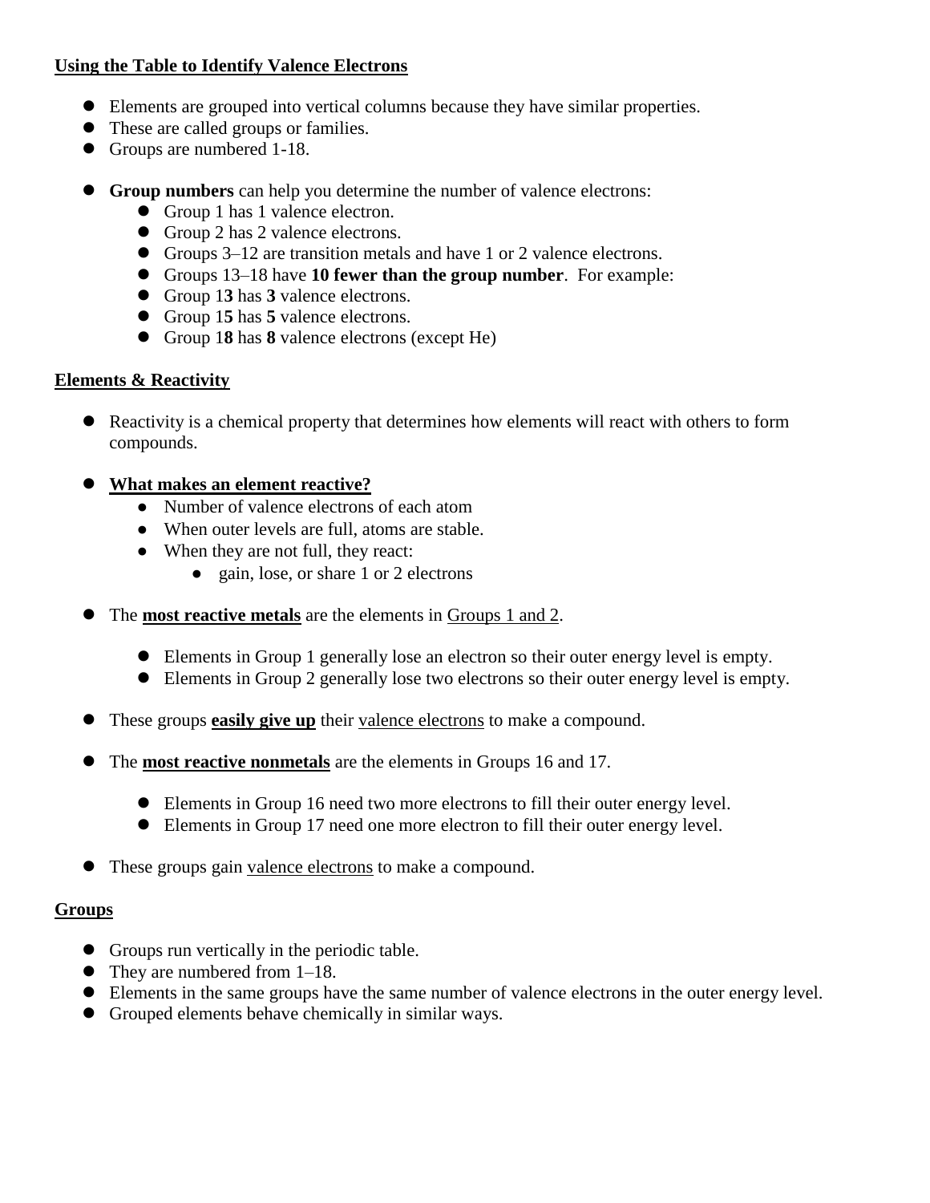## Using the Table to Identify Valence Electrons

- Elements are grouped into vertical columns because they have similar properties.
- These are called groups or families.
- Groups are numbered 1-18.

- **Group numbers** can help you determine the number of valence electrons:
  - Group 1 has 1 valence electron.
  - Group 2 has 2 valence electrons.
  - Groups 3–12 are transition metals and have 1 or 2 valence electrons.
  - Groups 13–18 have **10 fewer than the group number**. For example:
  - Group 1**3** has **3** valence electrons.
  - Group 1**5** has **5** valence electrons.
  - Group 1**8** has **8** valence electrons (except He)

## Elements & Reactivity

- Reactivity is a chemical property that determines how elements will react with others to form compounds.

- **What makes an element reactive?**
  - Number of valence electrons of each atom
  - When outer levels are full, atoms are stable.
  - When they are not full, they react:
    - gain, lose, or share 1 or 2 electrons

- The **most reactive metals** are the elements in Groups 1 and 2.

  - Elements in Group 1 generally lose an electron so their outer energy level is empty.
  - Elements in Group 2 generally lose two electrons so their outer energy level is empty.

- These groups **easily give up** their valence electrons to make a compound.

- The **most reactive nonmetals** are the elements in Groups 16 and 17.

  - Elements in Group 16 need two more electrons to fill their outer energy level.
  - Elements in Group 17 need one more electron to fill their outer energy level.

- These groups gain valence electrons to make a compound.

## Groups

- Groups run vertically in the periodic table.
- They are numbered from 1–18.
- Elements in the same groups have the same number of valence electrons in the outer energy level.
- Grouped elements behave chemically in similar ways.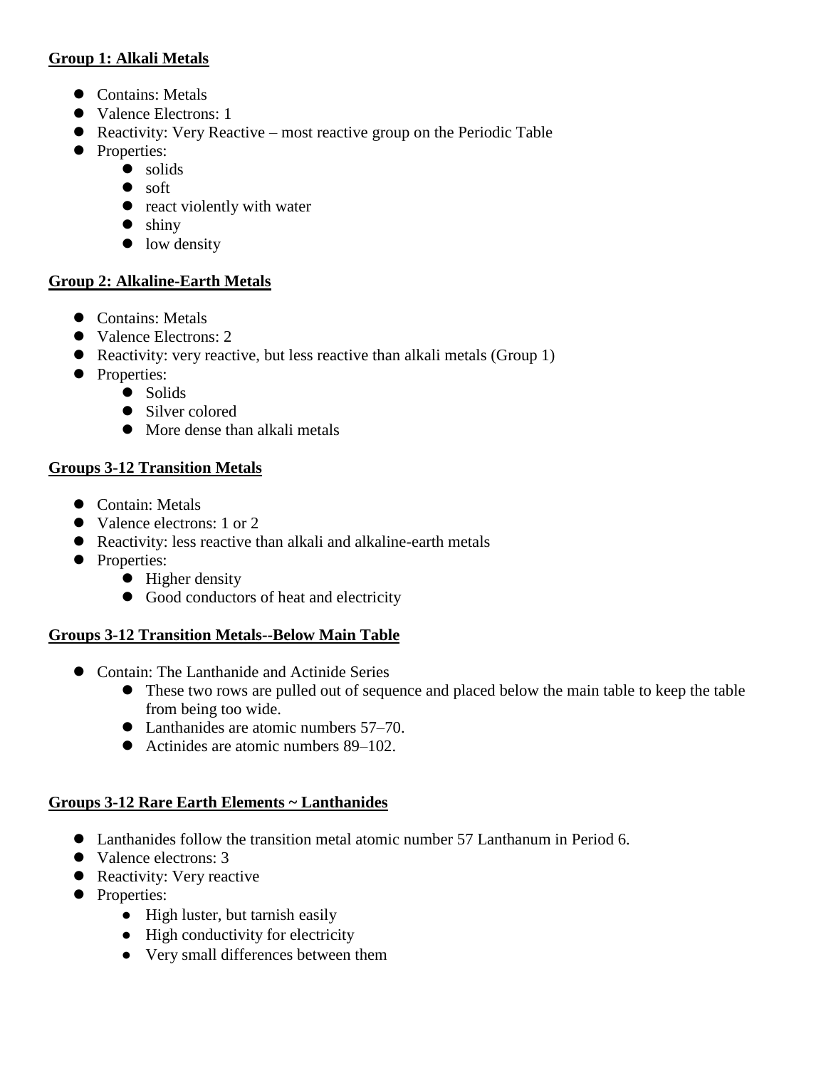**Group 1: Alkali Metals**

- Contains: Metals
- Valence Electrons: 1
- Reactivity: Very Reactive – most reactive group on the Periodic Table
- Properties:
  - solids
  - soft
  - react violently with water
  - shiny
  - low density

**Group 2: Alkaline-Earth Metals**

- Contains: Metals
- Valence Electrons: 2
- Reactivity: very reactive, but less reactive than alkali metals (Group 1)
- Properties:
  - Solids
  - Silver colored
  - More dense than alkali metals

**Groups 3-12 Transition Metals**

- Contain: Metals
- Valence electrons: 1 or 2
- Reactivity: less reactive than alkali and alkaline-earth metals
- Properties:
  - Higher density
  - Good conductors of heat and electricity

**Groups 3-12 Transition Metals--Below Main Table**

- Contain: The Lanthanide and Actinide Series
  - These two rows are pulled out of sequence and placed below the main table to keep the table from being too wide.
  - Lanthanides are atomic numbers 57–70.
  - Actinides are atomic numbers 89–102.

**Groups 3-12 Rare Earth Elements ~ Lanthanides**

- Lanthanides follow the transition metal atomic number 57 Lanthanum in Period 6.
- Valence electrons: 3
- Reactivity: Very reactive
- Properties:
  - High luster, but tarnish easily
  - High conductivity for electricity
  - Very small differences between them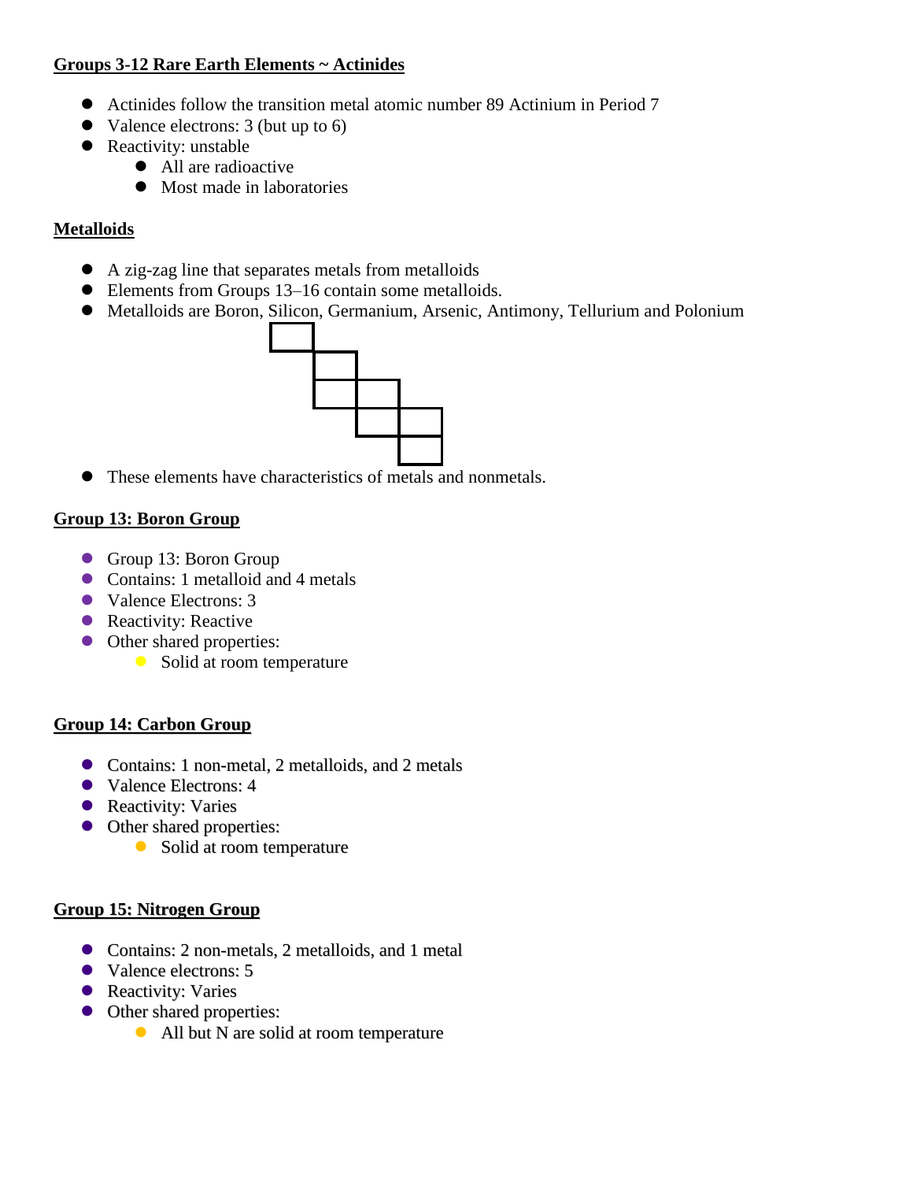**Groups 3-12 Rare Earth Elements ~ Actinides**

- Actinides follow the transition metal atomic number 89 Actinium in Period 7
- Valence electrons: 3 (but up to 6)
- Reactivity: unstable
  - All are radioactive
  - Most made in laboratories

**Metalloids**

- A zig-zag line that separates metals from metalloids
- Elements from Groups 13–16 contain some metalloids.
- Metalloids are Boron, Silicon, Germanium, Arsenic, Antimony, Tellurium and Polonium
- These elements have characteristics of metals and nonmetals.

**Group 13: Boron Group**

- Group 13: Boron Group
- Contains: 1 metalloid and 4 metals
- Valence Electrons: 3
- Reactivity: Reactive
- Other shared properties:
  - Solid at room temperature

**Group 14: Carbon Group**

- Contains: 1 non-metal, 2 metalloids, and 2 metals
- Valence Electrons: 4
- Reactivity: Varies
- Other shared properties:
  - Solid at room temperature

**Group 15: Nitrogen Group**

- Contains: 2 non-metals, 2 metalloids, and 1 metal
- Valence electrons: 5
- Reactivity: Varies
- Other shared properties:
  - All but N are solid at room temperature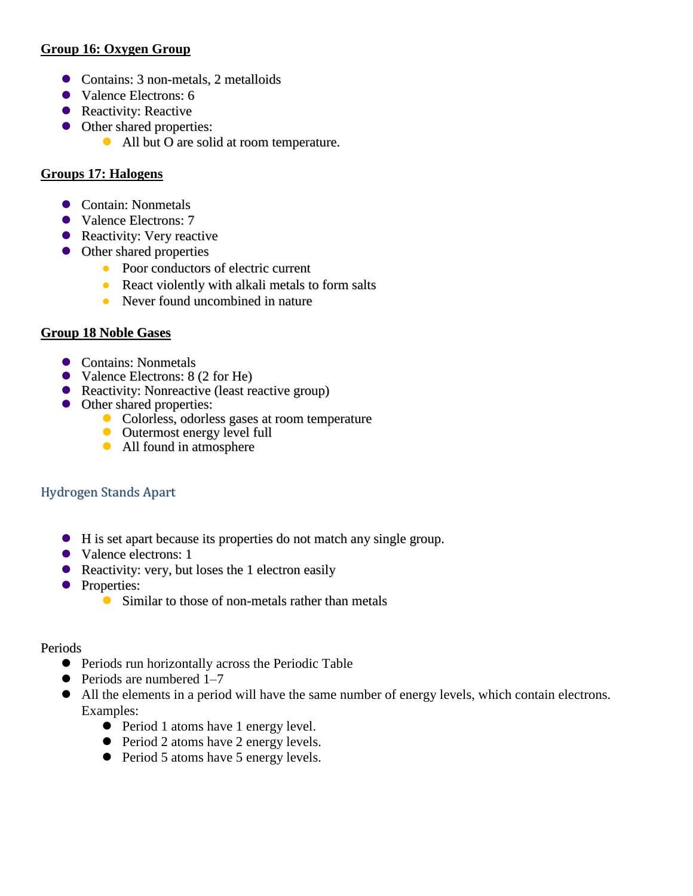**<u>Group 16: Oxygen Group</u>**

- Contains: 3 non-metals, 2 metalloids
- Valence Electrons: 6
- Reactivity: Reactive
- Other shared properties:
  - All but O are solid at room temperature.

**<u>Groups 17: Halogens</u>**

- Contain: Nonmetals
- Valence Electrons: 7
- Reactivity: Very reactive
- Other shared properties
  - Poor conductors of electric current
  - React violently with alkali metals to form salts
  - Never found uncombined in nature

**<u>Group 18 Noble Gases</u>**

- Contains: Nonmetals
- Valence Electrons: 8 (2 for He)
- Reactivity: Nonreactive (least reactive group)
- Other shared properties:
  - Colorless, odorless gases at room temperature
  - Outermost energy level full
  - All found in atmosphere

## Hydrogen Stands Apart

- H is set apart because its properties do not match any single group.
- Valence electrons: 1
- Reactivity: very, but loses the 1 electron easily
- Properties:
  - Similar to those of non-metals rather than metals

Periods

- Periods run horizontally across the Periodic Table
- Periods are numbered 1–7
- All the elements in a period will have the same number of energy levels, which contain electrons. Examples:
  - Period 1 atoms have 1 energy level.
  - Period 2 atoms have 2 energy levels.
  - Period 5 atoms have 5 energy levels.